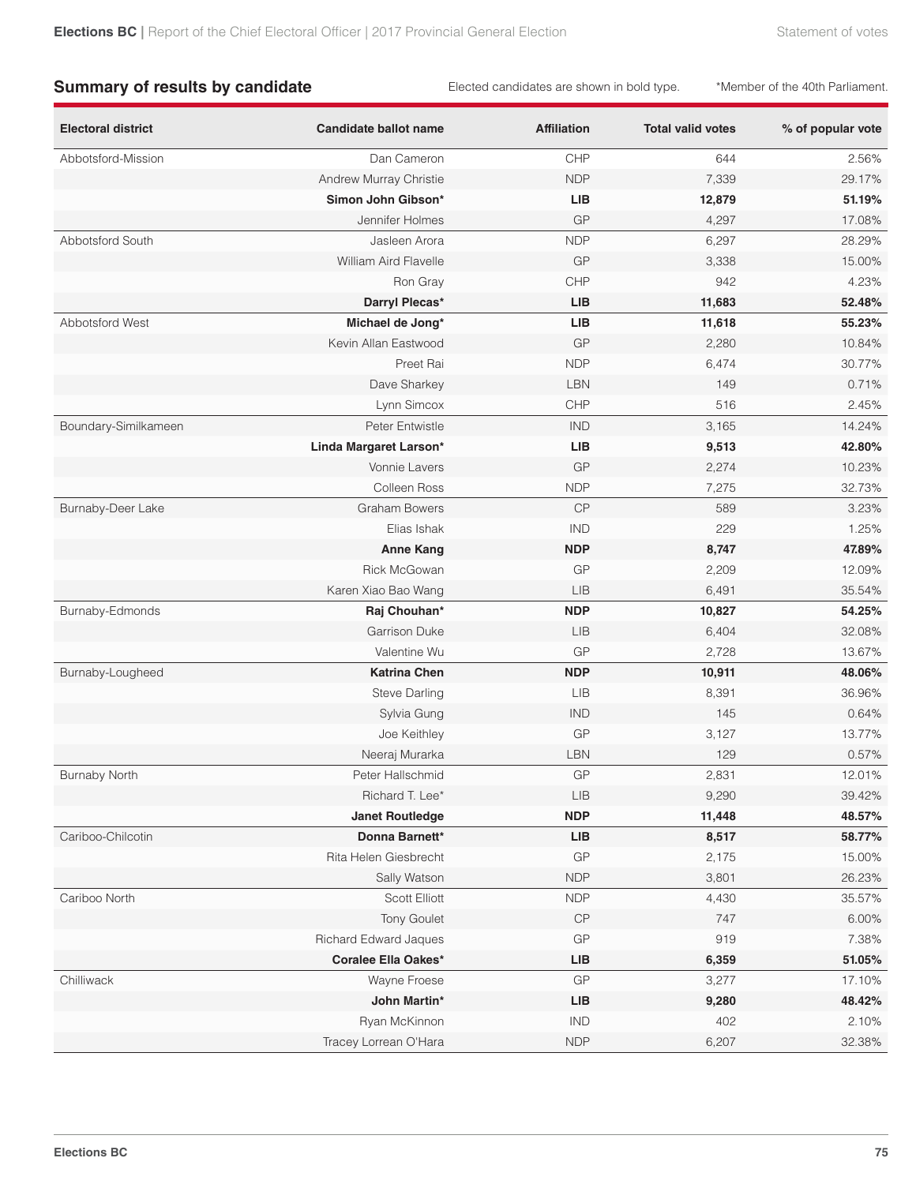## Summary of results by candidate

Elected candidates are shown in bold type. *Member of the 40th Parliament.

| Electoral district | Candidate ballot name | Affiliation | Total valid votes | % of popular vote |
|---|---|---|---|---|
| Abbotsford-Mission | Dan Cameron | CHP | 644 | 2.56% |
| | Andrew Murray Christie | NDP | 7,339 | 29.17% |
| | **Simon John Gibson*** | **LIB** | **12,879** | **51.19%** |
| | Jennifer Holmes | GP | 4,297 | 17.08% |
| Abbotsford South | Jasleen Arora | NDP | 6,297 | 28.29% |
| | William Aird Flavelle | GP | 3,338 | 15.00% |
| | Ron Gray | CHP | 942 | 4.23% |
| | **Darryl Plecas*** | **LIB** | **11,683** | **52.48%** |
| Abbotsford West | **Michael de Jong*** | **LIB** | **11,618** | **55.23%** |
| | Kevin Allan Eastwood | GP | 2,280 | 10.84% |
| | Preet Rai | NDP | 6,474 | 30.77% |
| | Dave Sharkey | LBN | 149 | 0.71% |
| | Lynn Simcox | CHP | 516 | 2.45% |
| Boundary-Similkameen | Peter Entwistle | IND | 3,165 | 14.24% |
| | **Linda Margaret Larson*** | **LIB** | **9,513** | **42.80%** |
| | Vonnie Lavers | GP | 2,274 | 10.23% |
| | Colleen Ross | NDP | 7,275 | 32.73% |
| Burnaby-Deer Lake | Graham Bowers | CP | 589 | 3.23% |
| | Elias Ishak | IND | 229 | 1.25% |
| | **Anne Kang** | **NDP** | **8,747** | **47.89%** |
| | Rick McGowan | GP | 2,209 | 12.09% |
| | Karen Xiao Bao Wang | LIB | 6,491 | 35.54% |
| Burnaby-Edmonds | **Raj Chouhan*** | **NDP** | **10,827** | **54.25%** |
| | Garrison Duke | LIB | 6,404 | 32.08% |
| | Valentine Wu | GP | 2,728 | 13.67% |
| Burnaby-Lougheed | **Katrina Chen** | **NDP** | **10,911** | **48.06%** |
| | Steve Darling | LIB | 8,391 | 36.96% |
| | Sylvia Gung | IND | 145 | 0.64% |
| | Joe Keithley | GP | 3,127 | 13.77% |
| | Neeraj Murarka | LBN | 129 | 0.57% |
| Burnaby North | Peter Hallschmid | GP | 2,831 | 12.01% |
| | Richard T. Lee* | LIB | 9,290 | 39.42% |
| | **Janet Routledge** | **NDP** | **11,448** | **48.57%** |
| Cariboo-Chilcotin | **Donna Barnett*** | **LIB** | **8,517** | **58.77%** |
| | Rita Helen Giesbrecht | GP | 2,175 | 15.00% |
| | Sally Watson | NDP | 3,801 | 26.23% |
| Cariboo North | Scott Elliott | NDP | 4,430 | 35.57% |
| | Tony Goulet | CP | 747 | 6.00% |
| | Richard Edward Jaques | GP | 919 | 7.38% |
| | **Coralee Ella Oakes*** | **LIB** | **6,359** | **51.05%** |
| Chilliwack | Wayne Froese | GP | 3,277 | 17.10% |
| | **John Martin*** | **LIB** | **9,280** | **48.42%** |
| | Ryan McKinnon | IND | 402 | 2.10% |
| | Tracey Lorrean O'Hara | NDP | 6,207 | 32.38% |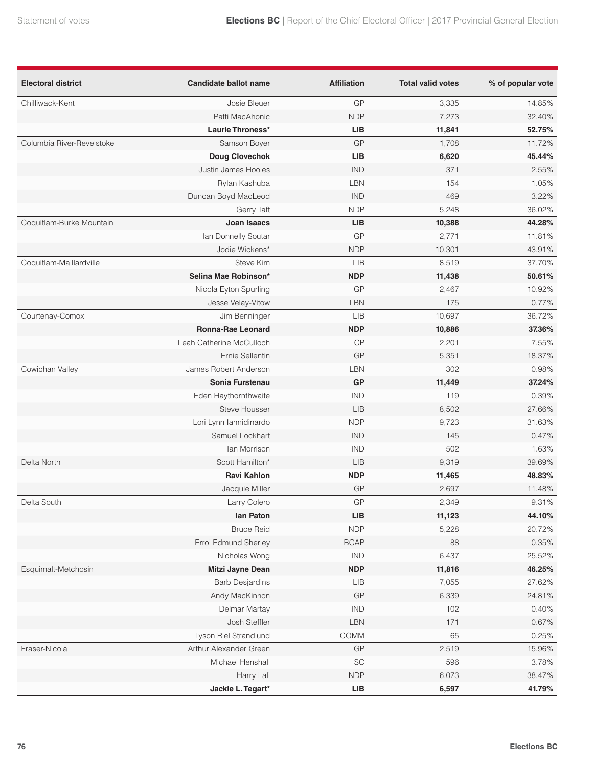| Electoral district | Candidate ballot name | Affiliation | Total valid votes | % of popular vote |
|---|---|---|---|---|
| Chilliwack-Kent | Josie Bleuer | GP | 3,335 | 14.85% |
| | Patti MacAhonic | NDP | 7,273 | 32.40% |
| | **Laurie Throness*** | **LIB** | **11,841** | **52.75%** |
| Columbia River-Revelstoke | Samson Boyer | GP | 1,708 | 11.72% |
| | **Doug Clovechok** | **LIB** | **6,620** | **45.44%** |
| | Justin James Hooles | IND | 371 | 2.55% |
| | Rylan Kashuba | LBN | 154 | 1.05% |
| | Duncan Boyd MacLeod | IND | 469 | 3.22% |
| | Gerry Taft | NDP | 5,248 | 36.02% |
| Coquitlam-Burke Mountain | **Joan Isaacs** | **LIB** | **10,388** | **44.28%** |
| | Ian Donnelly Soutar | GP | 2,771 | 11.81% |
| | Jodie Wickens* | NDP | 10,301 | 43.91% |
| Coquitlam-Maillardville | Steve Kim | LIB | 8,519 | 37.70% |
| | **Selina Mae Robinson*** | **NDP** | **11,438** | **50.61%** |
| | Nicola Eyton Spurling | GP | 2,467 | 10.92% |
| | Jesse Velay-Vitow | LBN | 175 | 0.77% |
| Courtenay-Comox | Jim Benninger | LIB | 10,697 | 36.72% |
| | **Ronna-Rae Leonard** | **NDP** | **10,886** | **37.36%** |
| | Leah Catherine McCulloch | CP | 2,201 | 7.55% |
| | Ernie Sellentin | GP | 5,351 | 18.37% |
| Cowichan Valley | James Robert Anderson | LBN | 302 | 0.98% |
| | **Sonia Furstenau** | **GP** | **11,449** | **37.24%** |
| | Eden Haythornthwaite | IND | 119 | 0.39% |
| | Steve Housser | LIB | 8,502 | 27.66% |
| | Lori Lynn Iannidinardo | NDP | 9,723 | 31.63% |
| | Samuel Lockhart | IND | 145 | 0.47% |
| | Ian Morrison | IND | 502 | 1.63% |
| Delta North | Scott Hamilton* | LIB | 9,319 | 39.69% |
| | **Ravi Kahlon** | **NDP** | **11,465** | **48.83%** |
| | Jacquie Miller | GP | 2,697 | 11.48% |
| Delta South | Larry Colero | GP | 2,349 | 9.31% |
| | **Ian Paton** | **LIB** | **11,123** | **44.10%** |
| | Bruce Reid | NDP | 5,228 | 20.72% |
| | Errol Edmund Sherley | BCAP | 88 | 0.35% |
| | Nicholas Wong | IND | 6,437 | 25.52% |
| Esquimalt-Metchosin | **Mitzi Jayne Dean** | **NDP** | **11,816** | **46.25%** |
| | Barb Desjardins | LIB | 7,055 | 27.62% |
| | Andy MacKinnon | GP | 6,339 | 24.81% |
| | Delmar Martay | IND | 102 | 0.40% |
| | Josh Steffler | LBN | 171 | 0.67% |
| | Tyson Riel Strandlund | COMM | 65 | 0.25% |
| Fraser-Nicola | Arthur Alexander Green | GP | 2,519 | 15.96% |
| | Michael Henshall | SC | 596 | 3.78% |
| | Harry Lali | NDP | 6,073 | 38.47% |
| | **Jackie L. Tegart*** | **LIB** | **6,597** | **41.79%** |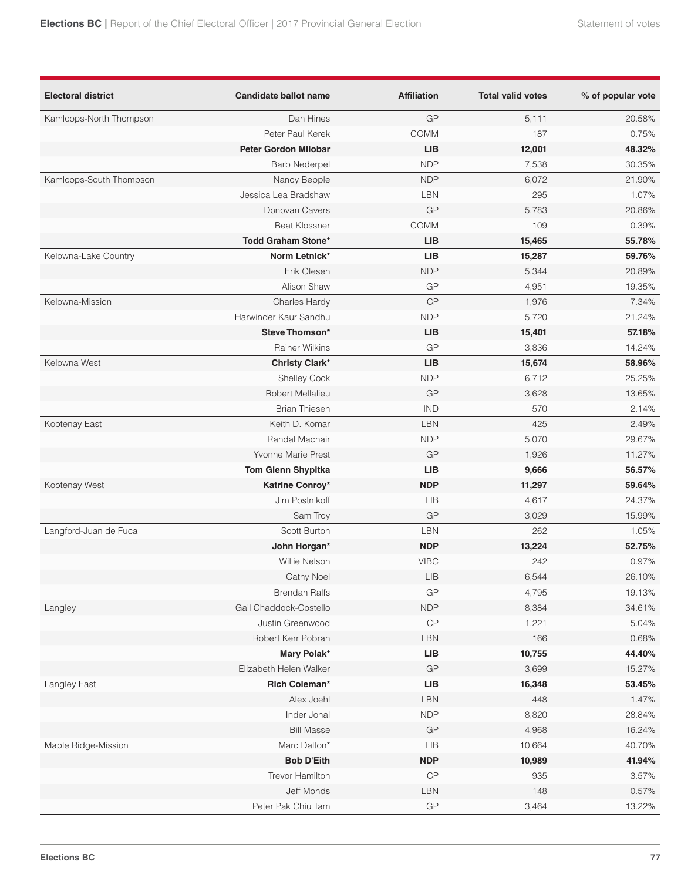| Electoral district | Candidate ballot name | Affiliation | Total valid votes | % of popular vote |
|---|---|---|---|---|
| Kamloops-North Thompson | Dan Hines | GP | 5,111 | 20.58% |
| | Peter Paul Kerek | COMM | 187 | 0.75% |
| | **Peter Gordon Milobar** | **LIB** | **12,001** | **48.32%** |
| | Barb Nederpel | NDP | 7,538 | 30.35% |
| Kamloops-South Thompson | Nancy Bepple | NDP | 6,072 | 21.90% |
| | Jessica Lea Bradshaw | LBN | 295 | 1.07% |
| | Donovan Cavers | GP | 5,783 | 20.86% |
| | Beat Klossner | COMM | 109 | 0.39% |
| | **Todd Graham Stone*** | **LIB** | **15,465** | **55.78%** |
| Kelowna-Lake Country | **Norm Letnick*** | **LIB** | **15,287** | **59.76%** |
| | Erik Olesen | NDP | 5,344 | 20.89% |
| | Alison Shaw | GP | 4,951 | 19.35% |
| Kelowna-Mission | Charles Hardy | CP | 1,976 | 7.34% |
| | Harwinder Kaur Sandhu | NDP | 5,720 | 21.24% |
| | **Steve Thomson*** | **LIB** | **15,401** | **57.18%** |
| | Rainer Wilkins | GP | 3,836 | 14.24% |
| Kelowna West | **Christy Clark*** | **LIB** | **15,674** | **58.96%** |
| | Shelley Cook | NDP | 6,712 | 25.25% |
| | Robert Mellalieu | GP | 3,628 | 13.65% |
| | Brian Thiesen | IND | 570 | 2.14% |
| Kootenay East | Keith D. Komar | LBN | 425 | 2.49% |
| | Randal Macnair | NDP | 5,070 | 29.67% |
| | Yvonne Marie Prest | GP | 1,926 | 11.27% |
| | **Tom Glenn Shypitka** | **LIB** | **9,666** | **56.57%** |
| Kootenay West | **Katrine Conroy*** | **NDP** | **11,297** | **59.64%** |
| | Jim Postnikoff | LIB | 4,617 | 24.37% |
| | Sam Troy | GP | 3,029 | 15.99% |
| Langford-Juan de Fuca | Scott Burton | LBN | 262 | 1.05% |
| | **John Horgan*** | **NDP** | **13,224** | **52.75%** |
| | Willie Nelson | VIBC | 242 | 0.97% |
| | Cathy Noel | LIB | 6,544 | 26.10% |
| | Brendan Ralfs | GP | 4,795 | 19.13% |
| Langley | Gail Chaddock-Costello | NDP | 8,384 | 34.61% |
| | Justin Greenwood | CP | 1,221 | 5.04% |
| | Robert Kerr Pobran | LBN | 166 | 0.68% |
| | **Mary Polak*** | **LIB** | **10,755** | **44.40%** |
| | Elizabeth Helen Walker | GP | 3,699 | 15.27% |
| Langley East | **Rich Coleman*** | **LIB** | **16,348** | **53.45%** |
| | Alex Joehl | LBN | 448 | 1.47% |
| | Inder Johal | NDP | 8,820 | 28.84% |
| | Bill Masse | GP | 4,968 | 16.24% |
| Maple Ridge-Mission | Marc Dalton* | LIB | 10,664 | 40.70% |
| | **Bob D'Eith** | **NDP** | **10,989** | **41.94%** |
| | Trevor Hamilton | CP | 935 | 3.57% |
| | Jeff Monds | LBN | 148 | 0.57% |
| | Peter Pak Chiu Tam | GP | 3,464 | 13.22% |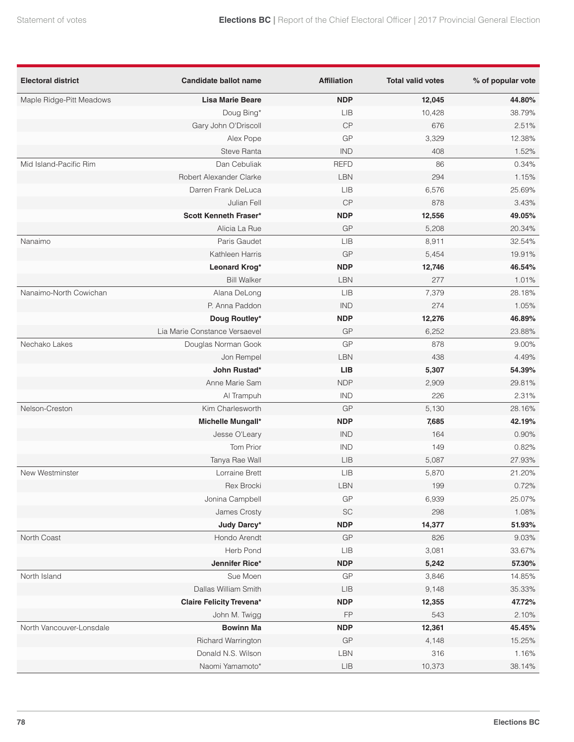| Electoral district | Candidate ballot name | Affiliation | Total valid votes | % of popular vote |
|---|---|---|---|---|
| Maple Ridge-Pitt Meadows | **Lisa Marie Beare** | **NDP** | **12,045** | **44.80%** |
| | Doug Bing* | LIB | 10,428 | 38.79% |
| | Gary John O'Driscoll | CP | 676 | 2.51% |
| | Alex Pope | GP | 3,329 | 12.38% |
| | Steve Ranta | IND | 408 | 1.52% |
| Mid Island-Pacific Rim | Dan Cebuliak | REFD | 86 | 0.34% |
| | Robert Alexander Clarke | LBN | 294 | 1.15% |
| | Darren Frank DeLuca | LIB | 6,576 | 25.69% |
| | Julian Fell | CP | 878 | 3.43% |
| | **Scott Kenneth Fraser*** | **NDP** | **12,556** | **49.05%** |
| | Alicia La Rue | GP | 5,208 | 20.34% |
| Nanaimo | Paris Gaudet | LIB | 8,911 | 32.54% |
| | Kathleen Harris | GP | 5,454 | 19.91% |
| | **Leonard Krog*** | **NDP** | **12,746** | **46.54%** |
| | Bill Walker | LBN | 277 | 1.01% |
| Nanaimo-North Cowichan | Alana DeLong | LIB | 7,379 | 28.18% |
| | P. Anna Paddon | IND | 274 | 1.05% |
| | **Doug Routley*** | **NDP** | **12,276** | **46.89%** |
| | Lia Marie Constance Versaevel | GP | 6,252 | 23.88% |
| Nechako Lakes | Douglas Norman Gook | GP | 878 | 9.00% |
| | Jon Rempel | LBN | 438 | 4.49% |
| | **John Rustad*** | **LIB** | **5,307** | **54.39%** |
| | Anne Marie Sam | NDP | 2,909 | 29.81% |
| | Al Trampuh | IND | 226 | 2.31% |
| Nelson-Creston | Kim Charlesworth | GP | 5,130 | 28.16% |
| | **Michelle Mungall*** | **NDP** | **7,685** | **42.19%** |
| | Jesse O'Leary | IND | 164 | 0.90% |
| | Tom Prior | IND | 149 | 0.82% |
| | Tanya Rae Wall | LIB | 5,087 | 27.93% |
| New Westminster | Lorraine Brett | LIB | 5,870 | 21.20% |
| | Rex Brocki | LBN | 199 | 0.72% |
| | Jonina Campbell | GP | 6,939 | 25.07% |
| | James Crosty | SC | 298 | 1.08% |
| | **Judy Darcy*** | **NDP** | **14,377** | **51.93%** |
| North Coast | Hondo Arendt | GP | 826 | 9.03% |
| | Herb Pond | LIB | 3,081 | 33.67% |
| | **Jennifer Rice*** | **NDP** | **5,242** | **57.30%** |
| North Island | Sue Moen | GP | 3,846 | 14.85% |
| | Dallas William Smith | LIB | 9,148 | 35.33% |
| | **Claire Felicity Trevena*** | **NDP** | **12,355** | **47.72%** |
| | John M. Twigg | FP | 543 | 2.10% |
| North Vancouver-Lonsdale | **Bowinn Ma** | **NDP** | **12,361** | **45.45%** |
| | Richard Warrington | GP | 4,148 | 15.25% |
| | Donald N.S. Wilson | LBN | 316 | 1.16% |
| | Naomi Yamamoto* | LIB | 10,373 | 38.14% |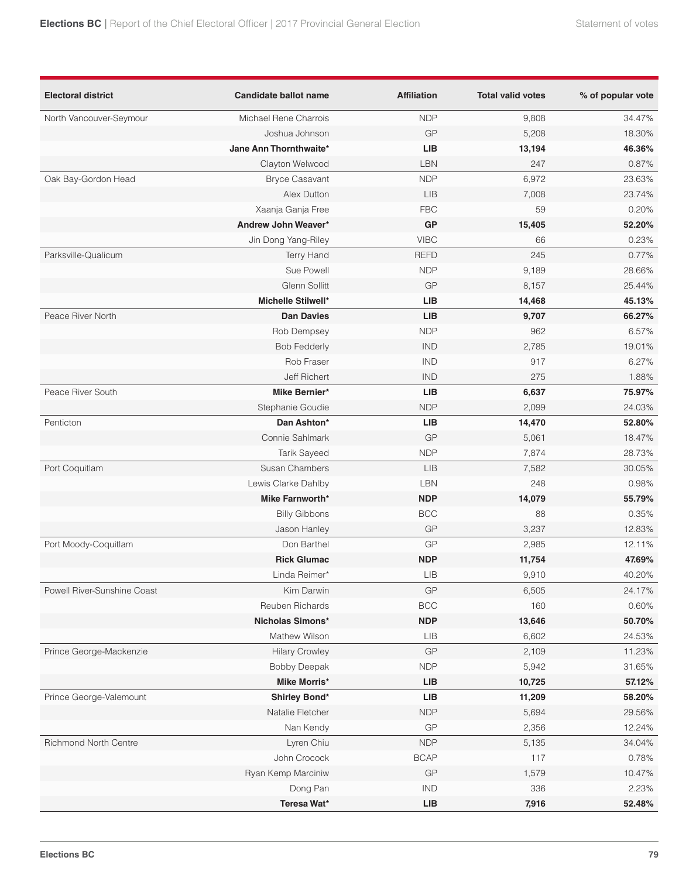| Electoral district | Candidate ballot name | Affiliation | Total valid votes | % of popular vote |
| --- | --- | --- | --- | --- |
| North Vancouver-Seymour | Michael Rene Charrois | NDP | 9,808 | 34.47% |
| | Joshua Johnson | GP | 5,208 | 18.30% |
| | **Jane Ann Thornthwaite*** | **LIB** | **13,194** | **46.36%** |
| | Clayton Welwood | LBN | 247 | 0.87% |
| Oak Bay-Gordon Head | Bryce Casavant | NDP | 6,972 | 23.63% |
| | Alex Dutton | LIB | 7,008 | 23.74% |
| | Xaanja Ganja Free | FBC | 59 | 0.20% |
| | **Andrew John Weaver*** | **GP** | **15,405** | **52.20%** |
| | Jin Dong Yang-Riley | VIBC | 66 | 0.23% |
| Parksville-Qualicum | Terry Hand | REFD | 245 | 0.77% |
| | Sue Powell | NDP | 9,189 | 28.66% |
| | Glenn Sollitt | GP | 8,157 | 25.44% |
| | **Michelle Stilwell*** | **LIB** | **14,468** | **45.13%** |
| Peace River North | **Dan Davies** | **LIB** | **9,707** | **66.27%** |
| | Rob Dempsey | NDP | 962 | 6.57% |
| | Bob Fedderly | IND | 2,785 | 19.01% |
| | Rob Fraser | IND | 917 | 6.27% |
| | Jeff Richert | IND | 275 | 1.88% |
| Peace River South | **Mike Bernier*** | **LIB** | **6,637** | **75.97%** |
| | Stephanie Goudie | NDP | 2,099 | 24.03% |
| Penticton | **Dan Ashton*** | **LIB** | **14,470** | **52.80%** |
| | Connie Sahlmark | GP | 5,061 | 18.47% |
| | Tarik Sayeed | NDP | 7,874 | 28.73% |
| Port Coquitlam | Susan Chambers | LIB | 7,582 | 30.05% |
| | Lewis Clarke Dahlby | LBN | 248 | 0.98% |
| | **Mike Farnworth*** | **NDP** | **14,079** | **55.79%** |
| | Billy Gibbons | BCC | 88 | 0.35% |
| | Jason Hanley | GP | 3,237 | 12.83% |
| Port Moody-Coquitlam | Don Barthel | GP | 2,985 | 12.11% |
| | **Rick Glumac** | **NDP** | **11,754** | **47.69%** |
| | Linda Reimer* | LIB | 9,910 | 40.20% |
| Powell River-Sunshine Coast | Kim Darwin | GP | 6,505 | 24.17% |
| | Reuben Richards | BCC | 160 | 0.60% |
| | **Nicholas Simons*** | **NDP** | **13,646** | **50.70%** |
| | Mathew Wilson | LIB | 6,602 | 24.53% |
| Prince George-Mackenzie | Hilary Crowley | GP | 2,109 | 11.23% |
| | Bobby Deepak | NDP | 5,942 | 31.65% |
| | **Mike Morris*** | **LIB** | **10,725** | **57.12%** |
| Prince George-Valemount | **Shirley Bond*** | **LIB** | **11,209** | **58.20%** |
| | Natalie Fletcher | NDP | 5,694 | 29.56% |
| | Nan Kendy | GP | 2,356 | 12.24% |
| Richmond North Centre | Lyren Chiu | NDP | 5,135 | 34.04% |
| | John Crocock | BCAP | 117 | 0.78% |
| | Ryan Kemp Marciniw | GP | 1,579 | 10.47% |
| | Dong Pan | IND | 336 | 2.23% |
| | **Teresa Wat*** | **LIB** | **7,916** | **52.48%** |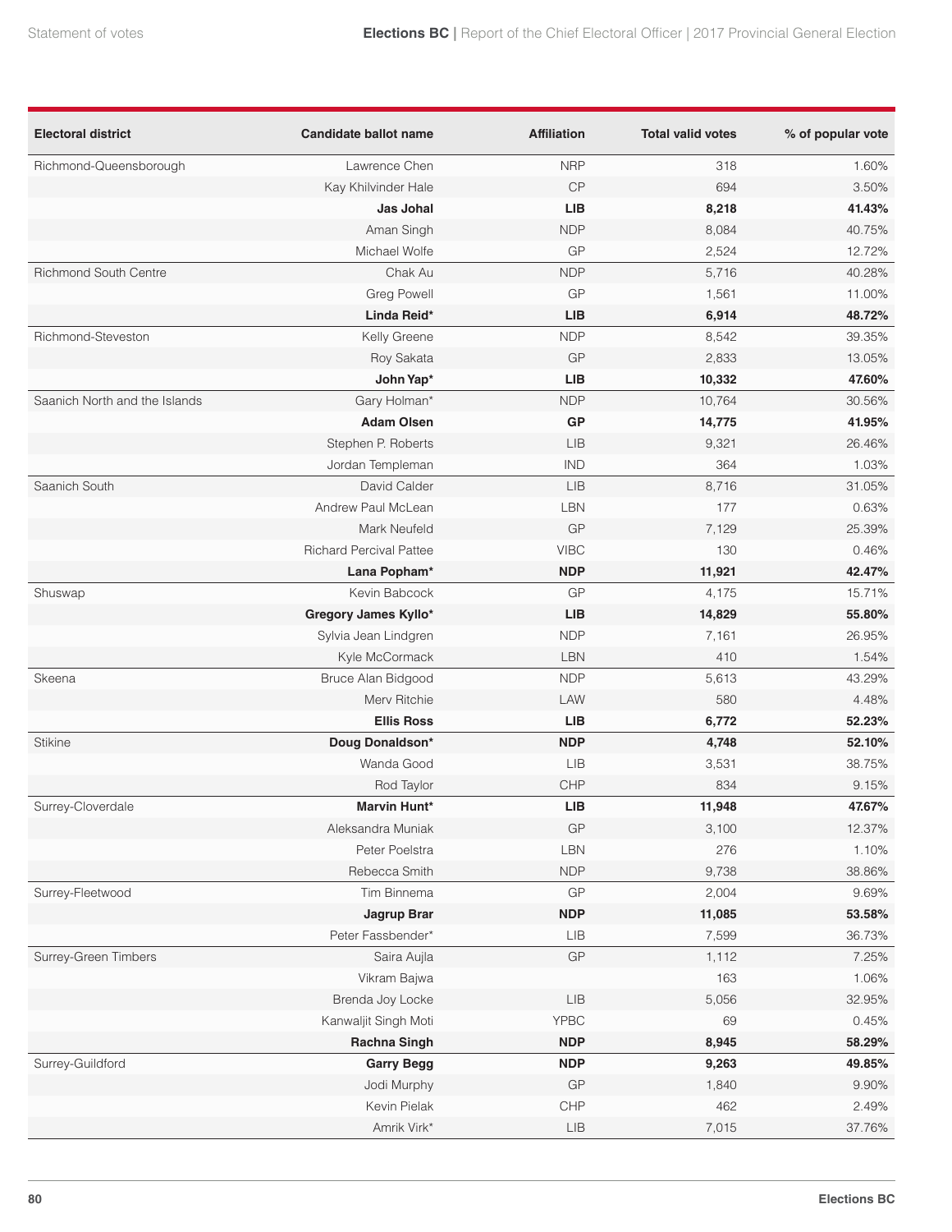| Electoral district | Candidate ballot name | Affiliation | Total valid votes | % of popular vote |
|---|---|---|---|---|
| Richmond-Queensborough | Lawrence Chen | NRP | 318 | 1.60% |
| | Kay Khilvinder Hale | CP | 694 | 3.50% |
| | **Jas Johal** | **LIB** | **8,218** | **41.43%** |
| | Aman Singh | NDP | 8,084 | 40.75% |
| | Michael Wolfe | GP | 2,524 | 12.72% |
| Richmond South Centre | Chak Au | NDP | 5,716 | 40.28% |
| | Greg Powell | GP | 1,561 | 11.00% |
| | **Linda Reid*** | **LIB** | **6,914** | **48.72%** |
| Richmond-Steveston | Kelly Greene | NDP | 8,542 | 39.35% |
| | Roy Sakata | GP | 2,833 | 13.05% |
| | **John Yap*** | **LIB** | **10,332** | **47.60%** |
| Saanich North and the Islands | Gary Holman* | NDP | 10,764 | 30.56% |
| | **Adam Olsen** | **GP** | **14,775** | **41.95%** |
| | Stephen P. Roberts | LIB | 9,321 | 26.46% |
| | Jordan Templeman | IND | 364 | 1.03% |
| Saanich South | David Calder | LIB | 8,716 | 31.05% |
| | Andrew Paul McLean | LBN | 177 | 0.63% |
| | Mark Neufeld | GP | 7,129 | 25.39% |
| | Richard Percival Pattee | VIBC | 130 | 0.46% |
| | **Lana Popham*** | **NDP** | **11,921** | **42.47%** |
| Shuswap | Kevin Babcock | GP | 4,175 | 15.71% |
| | **Gregory James Kyllo*** | **LIB** | **14,829** | **55.80%** |
| | Sylvia Jean Lindgren | NDP | 7,161 | 26.95% |
| | Kyle McCormack | LBN | 410 | 1.54% |
| Skeena | Bruce Alan Bidgood | NDP | 5,613 | 43.29% |
| | Merv Ritchie | LAW | 580 | 4.48% |
| | **Ellis Ross** | **LIB** | **6,772** | **52.23%** |
| Stikine | **Doug Donaldson*** | **NDP** | **4,748** | **52.10%** |
| | Wanda Good | LIB | 3,531 | 38.75% |
| | Rod Taylor | CHP | 834 | 9.15% |
| Surrey-Cloverdale | **Marvin Hunt*** | **LIB** | **11,948** | **47.67%** |
| | Aleksandra Muniak | GP | 3,100 | 12.37% |
| | Peter Poelstra | LBN | 276 | 1.10% |
| | Rebecca Smith | NDP | 9,738 | 38.86% |
| Surrey-Fleetwood | Tim Binnema | GP | 2,004 | 9.69% |
| | **Jagrup Brar** | **NDP** | **11,085** | **53.58%** |
| | Peter Fassbender* | LIB | 7,599 | 36.73% |
| Surrey-Green Timbers | Saira Aujla | GP | 1,112 | 7.25% |
| | Vikram Bajwa | | 163 | 1.06% |
| | Brenda Joy Locke | LIB | 5,056 | 32.95% |
| | Kanwaljit Singh Moti | YPBC | 69 | 0.45% |
| | **Rachna Singh** | **NDP** | **8,945** | **58.29%** |
| Surrey-Guildford | **Garry Begg** | **NDP** | **9,263** | **49.85%** |
| | Jodi Murphy | GP | 1,840 | 9.90% |
| | Kevin Pielak | CHP | 462 | 2.49% |
| | Amrik Virk* | LIB | 7,015 | 37.76% |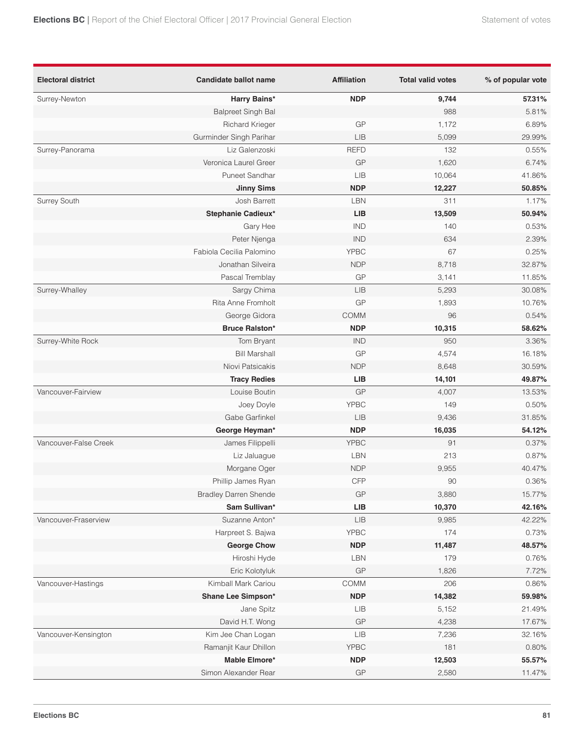| Electoral district | Candidate ballot name | Affiliation | Total valid votes | % of popular vote |
|---|---|---|---|---|
| Surrey-Newton | **Harry Bains*** | **NDP** | **9,744** | **57.31%** |
| | Balpreet Singh Bal | | 988 | 5.81% |
| | Richard Krieger | GP | 1,172 | 6.89% |
| | Gurminder Singh Parihar | LIB | 5,099 | 29.99% |
| Surrey-Panorama | Liz Galenzoski | REFD | 132 | 0.55% |
| | Veronica Laurel Greer | GP | 1,620 | 6.74% |
| | Puneet Sandhar | LIB | 10,064 | 41.86% |
| | **Jinny Sims** | **NDP** | **12,227** | **50.85%** |
| Surrey South | Josh Barrett | LBN | 311 | 1.17% |
| | **Stephanie Cadieux*** | **LIB** | **13,509** | **50.94%** |
| | Gary Hee | IND | 140 | 0.53% |
| | Peter Njenga | IND | 634 | 2.39% |
| | Fabiola Cecilia Palomino | YPBC | 67 | 0.25% |
| | Jonathan Silveira | NDP | 8,718 | 32.87% |
| | Pascal Tremblay | GP | 3,141 | 11.85% |
| Surrey-Whalley | Sargy Chima | LIB | 5,293 | 30.08% |
| | Rita Anne Fromholt | GP | 1,893 | 10.76% |
| | George Gidora | COMM | 96 | 0.54% |
| | **Bruce Ralston*** | **NDP** | **10,315** | **58.62%** |
| Surrey-White Rock | Tom Bryant | IND | 950 | 3.36% |
| | Bill Marshall | GP | 4,574 | 16.18% |
| | Niovi Patsicakis | NDP | 8,648 | 30.59% |
| | **Tracy Redies** | **LIB** | **14,101** | **49.87%** |
| Vancouver-Fairview | Louise Boutin | GP | 4,007 | 13.53% |
| | Joey Doyle | YPBC | 149 | 0.50% |
| | Gabe Garfinkel | LIB | 9,436 | 31.85% |
| | **George Heyman*** | **NDP** | **16,035** | **54.12%** |
| Vancouver-False Creek | James Filippelli | YPBC | 91 | 0.37% |
| | Liz Jaluague | LBN | 213 | 0.87% |
| | Morgane Oger | NDP | 9,955 | 40.47% |
| | Phillip James Ryan | CFP | 90 | 0.36% |
| | Bradley Darren Shende | GP | 3,880 | 15.77% |
| | **Sam Sullivan*** | **LIB** | **10,370** | **42.16%** |
| Vancouver-Fraserview | Suzanne Anton* | LIB | 9,985 | 42.22% |
| | Harpreet S. Bajwa | YPBC | 174 | 0.73% |
| | **George Chow** | **NDP** | **11,487** | **48.57%** |
| | Hiroshi Hyde | LBN | 179 | 0.76% |
| | Eric Kolotyluk | GP | 1,826 | 7.72% |
| Vancouver-Hastings | Kimball Mark Cariou | COMM | 206 | 0.86% |
| | **Shane Lee Simpson*** | **NDP** | **14,382** | **59.98%** |
| | Jane Spitz | LIB | 5,152 | 21.49% |
| | David H.T. Wong | GP | 4,238 | 17.67% |
| Vancouver-Kensington | Kim Jee Chan Logan | LIB | 7,236 | 32.16% |
| | Ramanjit Kaur Dhillon | YPBC | 181 | 0.80% |
| | **Mable Elmore*** | **NDP** | **12,503** | **55.57%** |
| | Simon Alexander Rear | GP | 2,580 | 11.47% |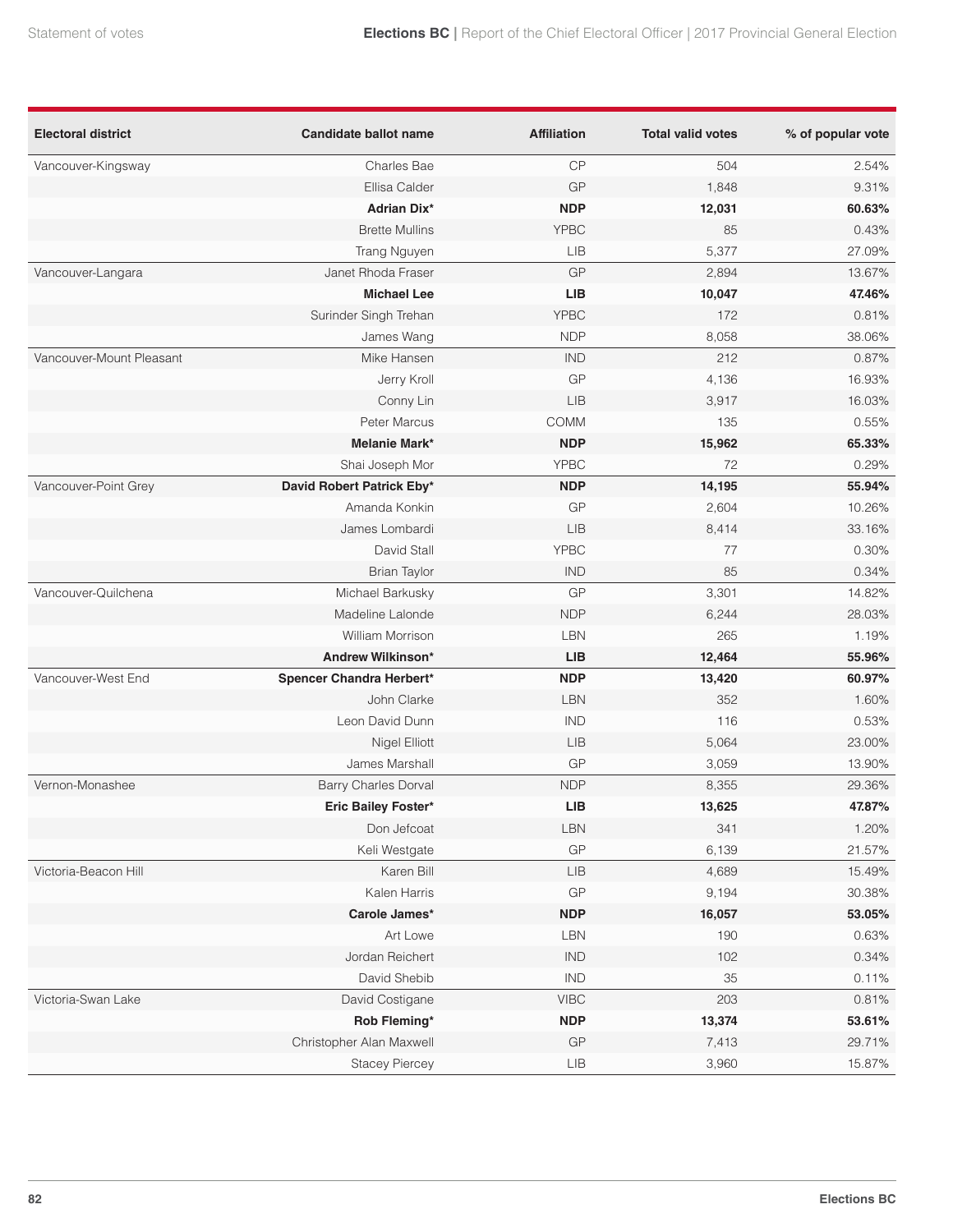| Electoral district | Candidate ballot name | Affiliation | Total valid votes | % of popular vote |
|---|---|---|---|---|
| Vancouver-Kingsway | Charles Bae | CP | 504 | 2.54% |
| | Ellisa Calder | GP | 1,848 | 9.31% |
| | **Adrian Dix*** | **NDP** | **12,031** | **60.63%** |
| | Brette Mullins | YPBC | 85 | 0.43% |
| | Trang Nguyen | LIB | 5,377 | 27.09% |
| Vancouver-Langara | Janet Rhoda Fraser | GP | 2,894 | 13.67% |
| | **Michael Lee** | **LIB** | **10,047** | **47.46%** |
| | Surinder Singh Trehan | YPBC | 172 | 0.81% |
| | James Wang | NDP | 8,058 | 38.06% |
| Vancouver-Mount Pleasant | Mike Hansen | IND | 212 | 0.87% |
| | Jerry Kroll | GP | 4,136 | 16.93% |
| | Conny Lin | LIB | 3,917 | 16.03% |
| | Peter Marcus | COMM | 135 | 0.55% |
| | **Melanie Mark*** | **NDP** | **15,962** | **65.33%** |
| | Shai Joseph Mor | YPBC | 72 | 0.29% |
| Vancouver-Point Grey | **David Robert Patrick Eby*** | **NDP** | **14,195** | **55.94%** |
| | Amanda Konkin | GP | 2,604 | 10.26% |
| | James Lombardi | LIB | 8,414 | 33.16% |
| | David Stall | YPBC | 77 | 0.30% |
| | Brian Taylor | IND | 85 | 0.34% |
| Vancouver-Quilchena | Michael Barkusky | GP | 3,301 | 14.82% |
| | Madeline Lalonde | NDP | 6,244 | 28.03% |
| | William Morrison | LBN | 265 | 1.19% |
| | **Andrew Wilkinson*** | **LIB** | **12,464** | **55.96%** |
| Vancouver-West End | **Spencer Chandra Herbert*** | **NDP** | **13,420** | **60.97%** |
| | John Clarke | LBN | 352 | 1.60% |
| | Leon David Dunn | IND | 116 | 0.53% |
| | Nigel Elliott | LIB | 5,064 | 23.00% |
| | James Marshall | GP | 3,059 | 13.90% |
| Vernon-Monashee | Barry Charles Dorval | NDP | 8,355 | 29.36% |
| | **Eric Bailey Foster*** | **LIB** | **13,625** | **47.87%** |
| | Don Jefcoat | LBN | 341 | 1.20% |
| | Keli Westgate | GP | 6,139 | 21.57% |
| Victoria-Beacon Hill | Karen Bill | LIB | 4,689 | 15.49% |
| | Kalen Harris | GP | 9,194 | 30.38% |
| | **Carole James*** | **NDP** | **16,057** | **53.05%** |
| | Art Lowe | LBN | 190 | 0.63% |
| | Jordan Reichert | IND | 102 | 0.34% |
| | David Shebib | IND | 35 | 0.11% |
| Victoria-Swan Lake | David Costigane | VIBC | 203 | 0.81% |
| | **Rob Fleming*** | **NDP** | **13,374** | **53.61%** |
| | Christopher Alan Maxwell | GP | 7,413 | 29.71% |
| | Stacey Piercey | LIB | 3,960 | 15.87% |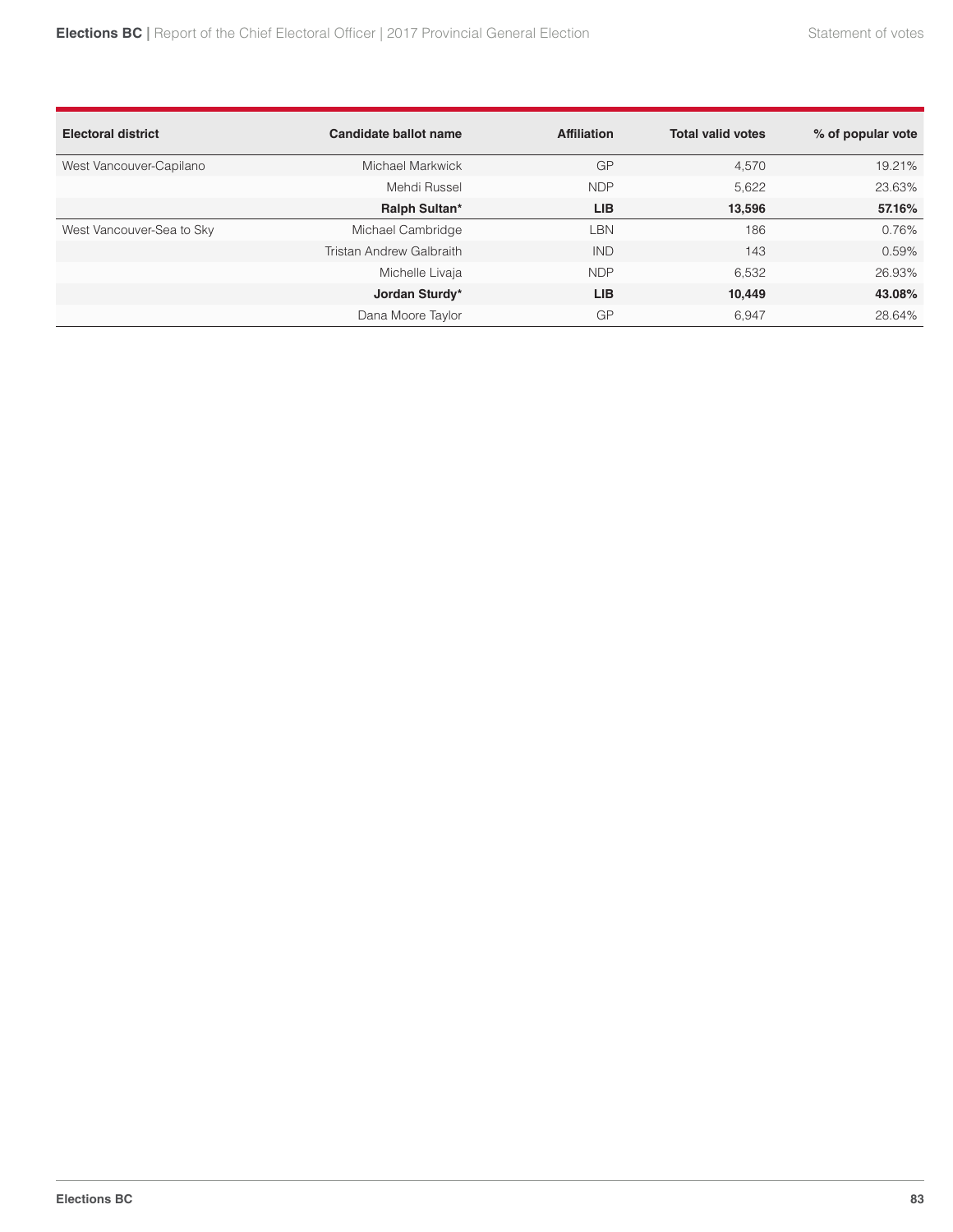| Electoral district | Candidate ballot name | Affiliation | Total valid votes | % of popular vote |
|---|---|---|---|---|
| West Vancouver-Capilano | Michael Markwick | GP | 4,570 | 19.21% |
| | Mehdi Russel | NDP | 5,622 | 23.63% |
| | **Ralph Sultan*** | **LIB** | **13,596** | **57.16%** |
| West Vancouver-Sea to Sky | Michael Cambridge | LBN | 186 | 0.76% |
| | Tristan Andrew Galbraith | IND | 143 | 0.59% |
| | Michelle Livaja | NDP | 6,532 | 26.93% |
| | **Jordan Sturdy*** | **LIB** | **10,449** | **43.08%** |
| | Dana Moore Taylor | GP | 6,947 | 28.64% |